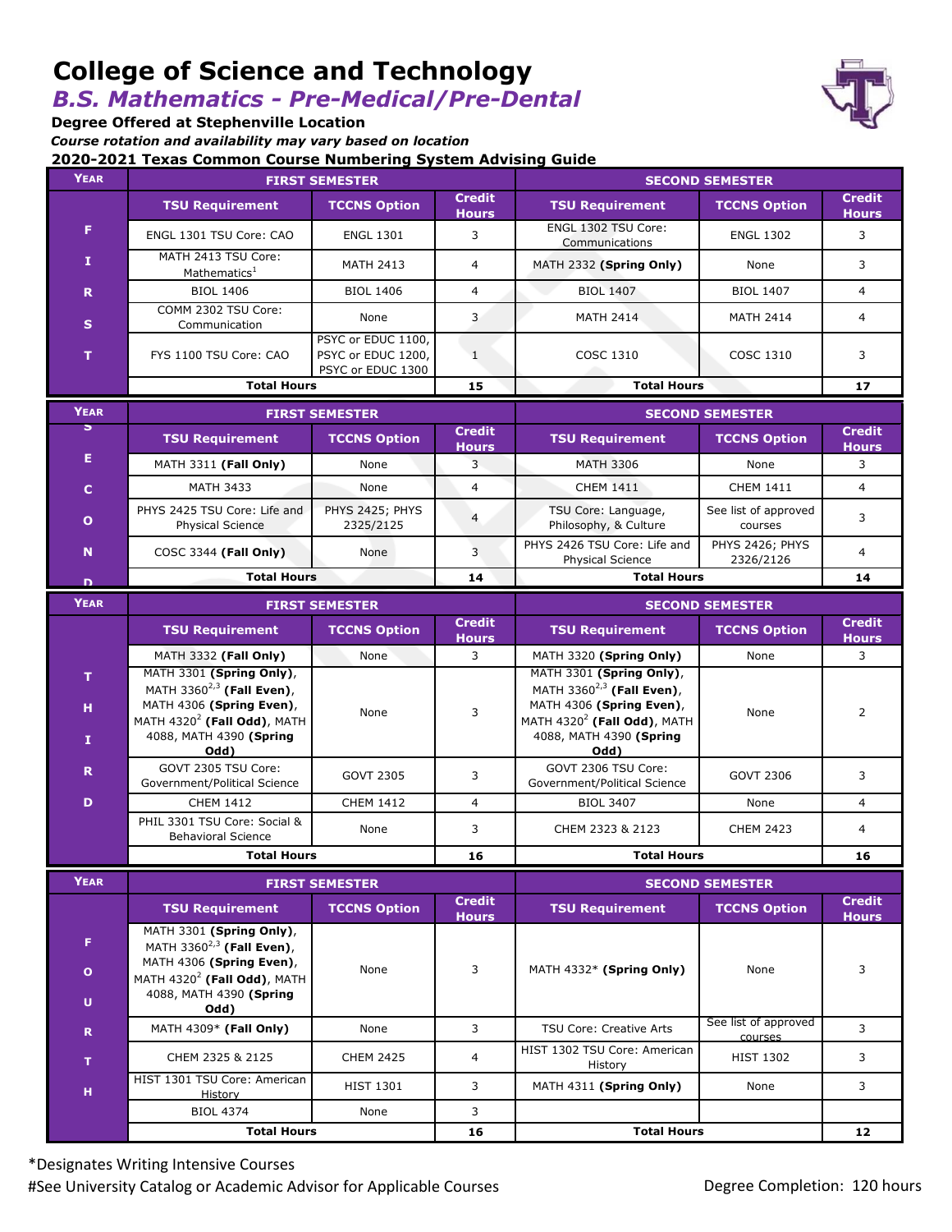# College of Science and Technology

## *B.S. Mathematics - Pre-Medical/Pre-Dental*

**Degree Offered at Stephenville Location**

***Course rotation and availability may vary based on location***

**2020-2021 Texas Common Course Numbering System Advising Guide**

| YEAR | FIRST SEMESTER | | | SECOND SEMESTER | | |
|---|---|---|---|---|---|---|
| | **TSU Requirement** | **TCCNS Option** | **Credit Hours** | **TSU Requirement** | **TCCNS Option** | **Credit Hours** |
| FIRST | ENGL 1301 TSU Core: CAO | ENGL 1301 | 3 | ENGL 1302 TSU Core: Communications | ENGL 1302 | 3 |
| | MATH 2413 TSU Core: Mathematics[1] | MATH 2413 | 4 | MATH 2332 **(Spring Only)** | None | 3 |
| | BIOL 1406 | BIOL 1406 | 4 | BIOL 1407 | BIOL 1407 | 4 |
| | COMM 2302 TSU Core: Communication | None | 3 | MATH 2414 | MATH 2414 | 4 |
| | FYS 1100 TSU Core: CAO | PSYC or EDUC 1100, PSYC or EDUC 1200, PSYC or EDUC 1300 | 1 | COSC 1310 | COSC 1310 | 3 |
| | **Total Hours** | | **15** | **Total Hours** | | **17** |

| YEAR | FIRST SEMESTER | | | SECOND SEMESTER | | |
|---|---|---|---|---|---|---|
| | **TSU Requirement** | **TCCNS Option** | **Credit Hours** | **TSU Requirement** | **TCCNS Option** | **Credit Hours** |
| SECOND | MATH 3311 **(Fall Only)** | None | 3 | MATH 3306 | None | 3 |
| | MATH 3433 | None | 4 | CHEM 1411 | CHEM 1411 | 4 |
| | PHYS 2425 TSU Core: Life and Physical Science | PHYS 2425; PHYS 2325/2125 | 4 | TSU Core: Language, Philosophy, & Culture | See list of approved courses | 3 |
| | COSC 3344 **(Fall Only)** | None | 3 | PHYS 2426 TSU Core: Life and Physical Science | PHYS 2426; PHYS 2326/2126 | 4 |
| | **Total Hours** | | **14** | **Total Hours** | | **14** |

| YEAR | FIRST SEMESTER | | | SECOND SEMESTER | | |
|---|---|---|---|---|---|---|
| | **TSU Requirement** | **TCCNS Option** | **Credit Hours** | **TSU Requirement** | **TCCNS Option** | **Credit Hours** |
| THIRD | MATH 3332 **(Fall Only)** | None | 3 | MATH 3320 **(Spring Only)** | None | 3 |
| | MATH 3301 **(Spring Only)**, MATH 3360[2,3] **(Fall Even)**, MATH 4306 **(Spring Even)**, MATH 4320[2] **(Fall Odd)**, MATH 4088, MATH 4390 **(Spring Odd)** | None | 3 | MATH 3301 **(Spring Only)**, MATH 3360[2,3] **(Fall Even)**, MATH 4306 **(Spring Even)**, MATH 4320[2] **(Fall Odd)**, MATH 4088, MATH 4390 **(Spring Odd)** | None | 2 |
| | GOVT 2305 TSU Core: Government/Political Science | GOVT 2305 | 3 | GOVT 2306 TSU Core: Government/Political Science | GOVT 2306 | 3 |
| | CHEM 1412 | CHEM 1412 | 4 | BIOL 3407 | None | 4 |
| | PHIL 3301 TSU Core: Social & Behavioral Science | None | 3 | CHEM 2323 & 2123 | CHEM 2423 | 4 |
| | **Total Hours** | | **16** | **Total Hours** | | **16** |

| YEAR | FIRST SEMESTER | | | SECOND SEMESTER | | |
|---|---|---|---|---|---|---|
| | **TSU Requirement** | **TCCNS Option** | **Credit Hours** | **TSU Requirement** | **TCCNS Option** | **Credit Hours** |
| FOURTH | MATH 3301 **(Spring Only)**, MATH 3360[2,3] **(Fall Even)**, MATH 4306 **(Spring Even)**, MATH 4320[2] **(Fall Odd)**, MATH 4088, MATH 4390 **(Spring Odd)** | None | 3 | MATH 4332* **(Spring Only)** | None | 3 |
| | MATH 4309* **(Fall Only)** | None | 3 | TSU Core: Creative Arts | See list of approved courses | 3 |
| | CHEM 2325 & 2125 | CHEM 2425 | 4 | HIST 1302 TSU Core: American History | HIST 1302 | 3 |
| | HIST 1301 TSU Core: American History | HIST 1301 | 3 | MATH 4311 **(Spring Only)** | None | 3 |
| | BIOL 4374 | None | 3 | | | |
| | **Total Hours** | | **16** | **Total Hours** | | **12** |

*Designates Writing Intensive Courses

#See University Catalog or Academic Advisor for Applicable Courses

Degree Completion: 120 hours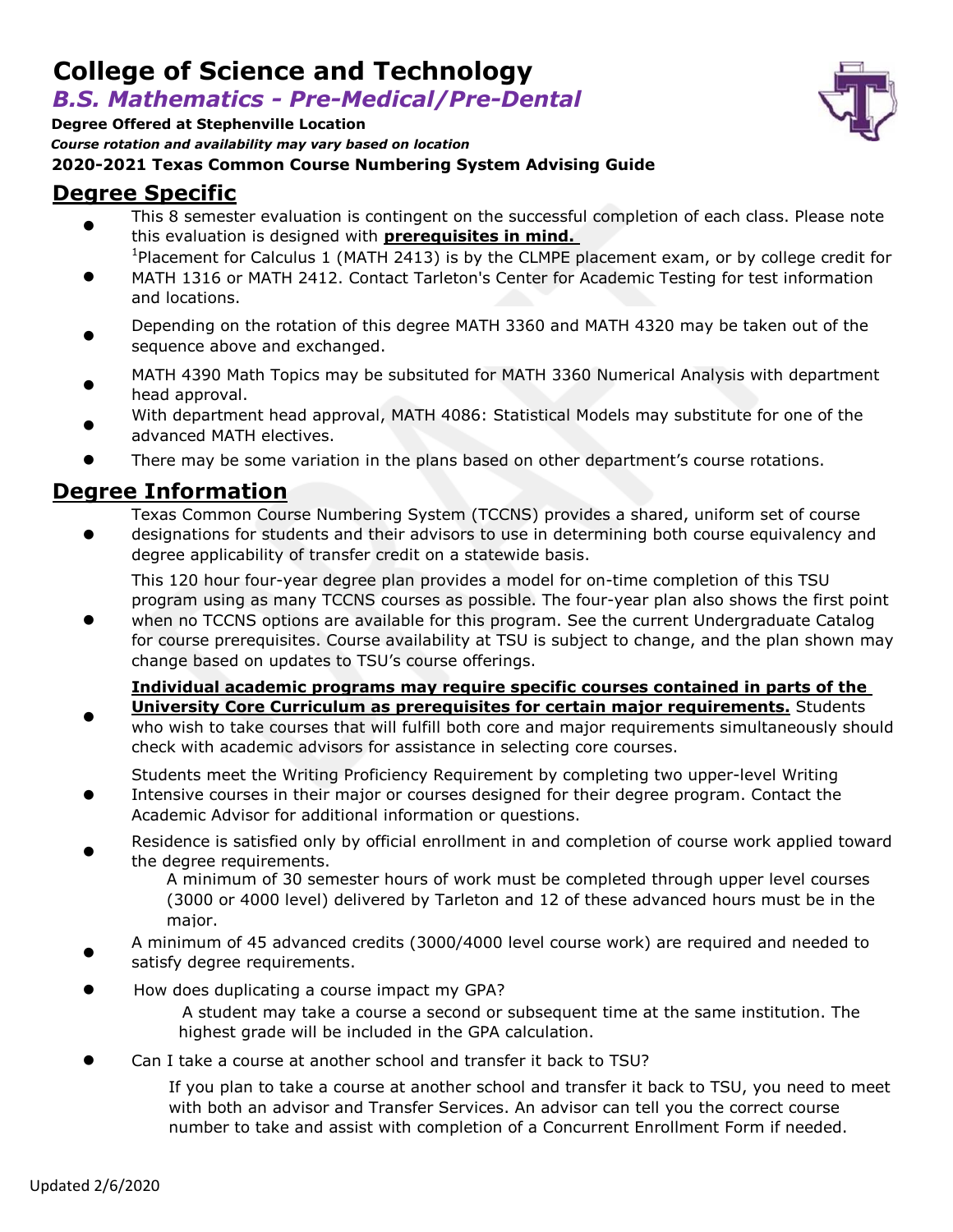# College of Science and Technology

## *B.S. Mathematics - Pre-Medical/Pre-Dental*

**Degree Offered at Stephenville Location**

*Course rotation and availability may vary based on location*

**2020-2021 Texas Common Course Numbering System Advising Guide**

## Degree Specific

- This 8 semester evaluation is contingent on the successful completion of each class. Please note this evaluation is designed with **prerequisites in mind.**
- [1]Placement for Calculus 1 (MATH 2413) is by the CLMPE placement exam, or by college credit for MATH 1316 or MATH 2412. Contact Tarleton's Center for Academic Testing for test information and locations.
- Depending on the rotation of this degree MATH 3360 and MATH 4320 may be taken out of the sequence above and exchanged.
- MATH 4390 Math Topics may be subsituted for MATH 3360 Numerical Analysis with department head approval.
- With department head approval, MATH 4086: Statistical Models may substitute for one of the advanced MATH electives.
- There may be some variation in the plans based on other department's course rotations.

## Degree Information

- Texas Common Course Numbering System (TCCNS) provides a shared, uniform set of course designations for students and their advisors to use in determining both course equivalency and degree applicability of transfer credit on a statewide basis.
- This 120 hour four-year degree plan provides a model for on-time completion of this TSU program using as many TCCNS courses as possible. The four-year plan also shows the first point when no TCCNS options are available for this program. See the current Undergraduate Catalog for course prerequisites. Course availability at TSU is subject to change, and the plan shown may change based on updates to TSU's course offerings.
- **Individual academic programs may require specific courses contained in parts of the University Core Curriculum as prerequisites for certain major requirements.** Students who wish to take courses that will fulfill both core and major requirements simultaneously should check with academic advisors for assistance in selecting core courses.
- Students meet the Writing Proficiency Requirement by completing two upper-level Writing Intensive courses in their major or courses designed for their degree program. Contact the Academic Advisor for additional information or questions.
- Residence is satisfied only by official enrollment in and completion of course work applied toward the degree requirements.

  A minimum of 30 semester hours of work must be completed through upper level courses (3000 or 4000 level) delivered by Tarleton and 12 of these advanced hours must be in the major.
- A minimum of 45 advanced credits (3000/4000 level course work) are required and needed to satisfy degree requirements.
- How does duplicating a course impact my GPA?

  A student may take a course a second or subsequent time at the same institution. The highest grade will be included in the GPA calculation.
- Can I take a course at another school and transfer it back to TSU?

  If you plan to take a course at another school and transfer it back to TSU, you need to meet with both an advisor and Transfer Services. An advisor can tell you the correct course number to take and assist with completion of a Concurrent Enrollment Form if needed.

Updated 2/6/2020